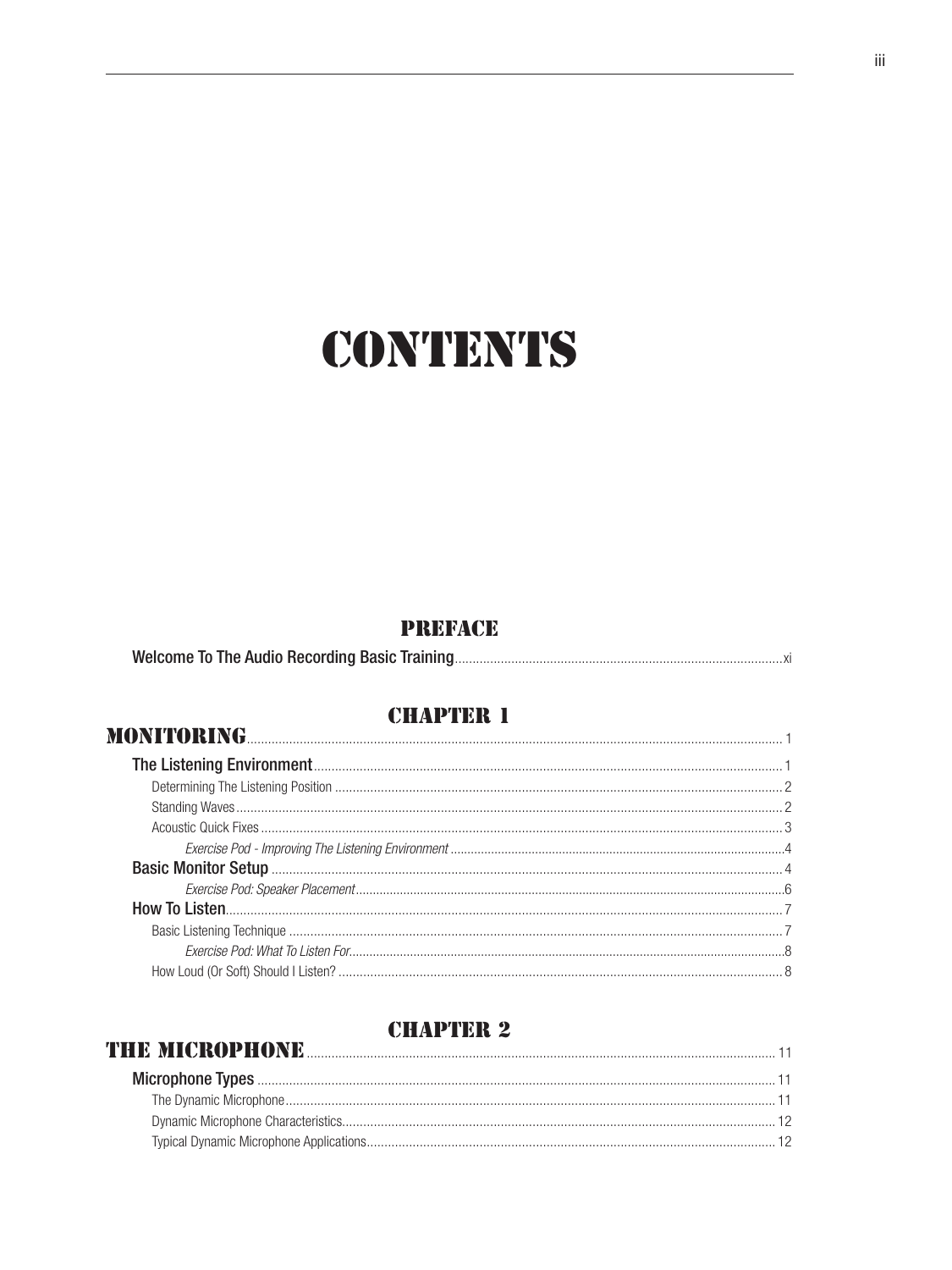# CONTENTS

## PREFACE

**Welcome To The Audio Recording Basic Training** ........ xi

## CHAPTER 1

## MONITORING ........ 1

**The Listening Environment** ........ 1

Determining The Listening Position ........ 2

Standing Waves ........ 2

Acoustic Quick Fixes ........ 3

*Exercise Pod - Improving The Listening Environment* ........ 4

**Basic Monitor Setup** ........ 4

*Exercise Pod: Speaker Placement* ........ 6

**How To Listen** ........ 7

Basic Listening Technique ........ 7

*Exercise Pod: What To Listen For* ........ 8

How Loud (Or Soft) Should I Listen? ........ 8

## CHAPTER 2

## THE MICROPHONE ........ 11

**Microphone Types** ........ 11

The Dynamic Microphone ........ 11

Dynamic Microphone Characteristics ........ 12

Typical Dynamic Microphone Applications ........ 12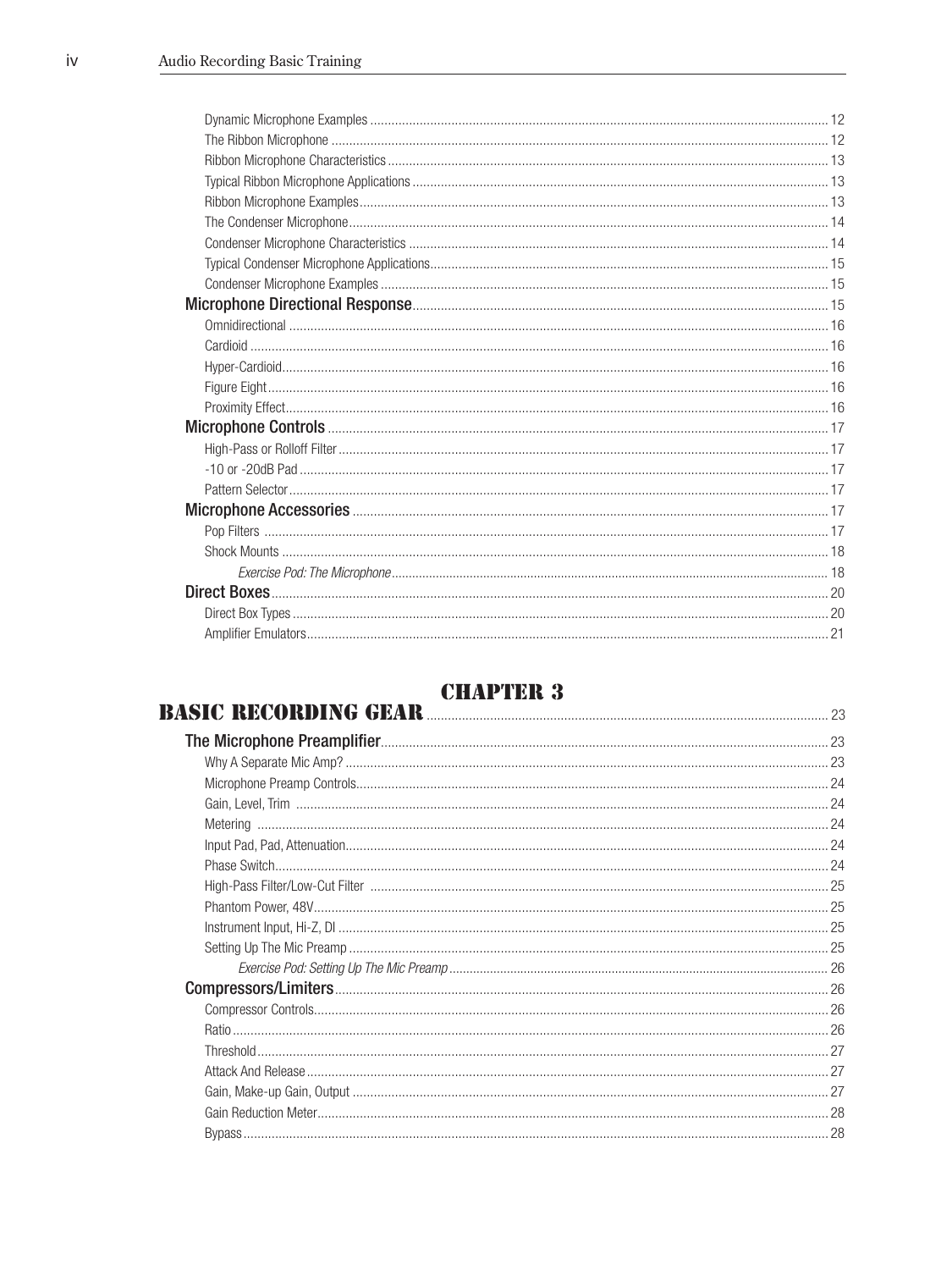Dynamic Microphone Examples ..... 12
The Ribbon Microphone ..... 12
Ribbon Microphone Characteristics ..... 13
Typical Ribbon Microphone Applications ..... 13
Ribbon Microphone Examples ..... 13
The Condenser Microphone ..... 14
Condenser Microphone Characteristics ..... 14
Typical Condenser Microphone Applications ..... 15
Condenser Microphone Examples ..... 15

**Microphone Directional Response** ..... 15

Omnidirectional ..... 16
Cardioid ..... 16
Hyper-Cardioid ..... 16
Figure Eight ..... 16
Proximity Effect ..... 16

**Microphone Controls** ..... 17

High-Pass or Rolloff Filter ..... 17
-10 or -20dB Pad ..... 17
Pattern Selector ..... 17

**Microphone Accessories** ..... 17

Pop Filters ..... 17
Shock Mounts ..... 18
*Exercise Pod: The Microphone* ..... 18

**Direct Boxes** ..... 20

Direct Box Types ..... 20
Amplifier Emulators ..... 21

## CHAPTER 3
## BASIC RECORDING GEAR ..... 23

**The Microphone Preamplifier** ..... 23

Why A Separate Mic Amp? ..... 23
Microphone Preamp Controls ..... 24
Gain, Level, Trim ..... 24
Metering ..... 24
Input Pad, Pad, Attenuation ..... 24
Phase Switch ..... 24
High-Pass Filter/Low-Cut Filter ..... 25
Phantom Power, 48V ..... 25
Instrument Input, Hi-Z, DI ..... 25
Setting Up The Mic Preamp ..... 25
*Exercise Pod: Setting Up The Mic Preamp* ..... 26

**Compressors/Limiters** ..... 26

Compressor Controls ..... 26
Ratio ..... 26
Threshold ..... 27
Attack And Release ..... 27
Gain, Make-up Gain, Output ..... 27
Gain Reduction Meter ..... 28
Bypass ..... 28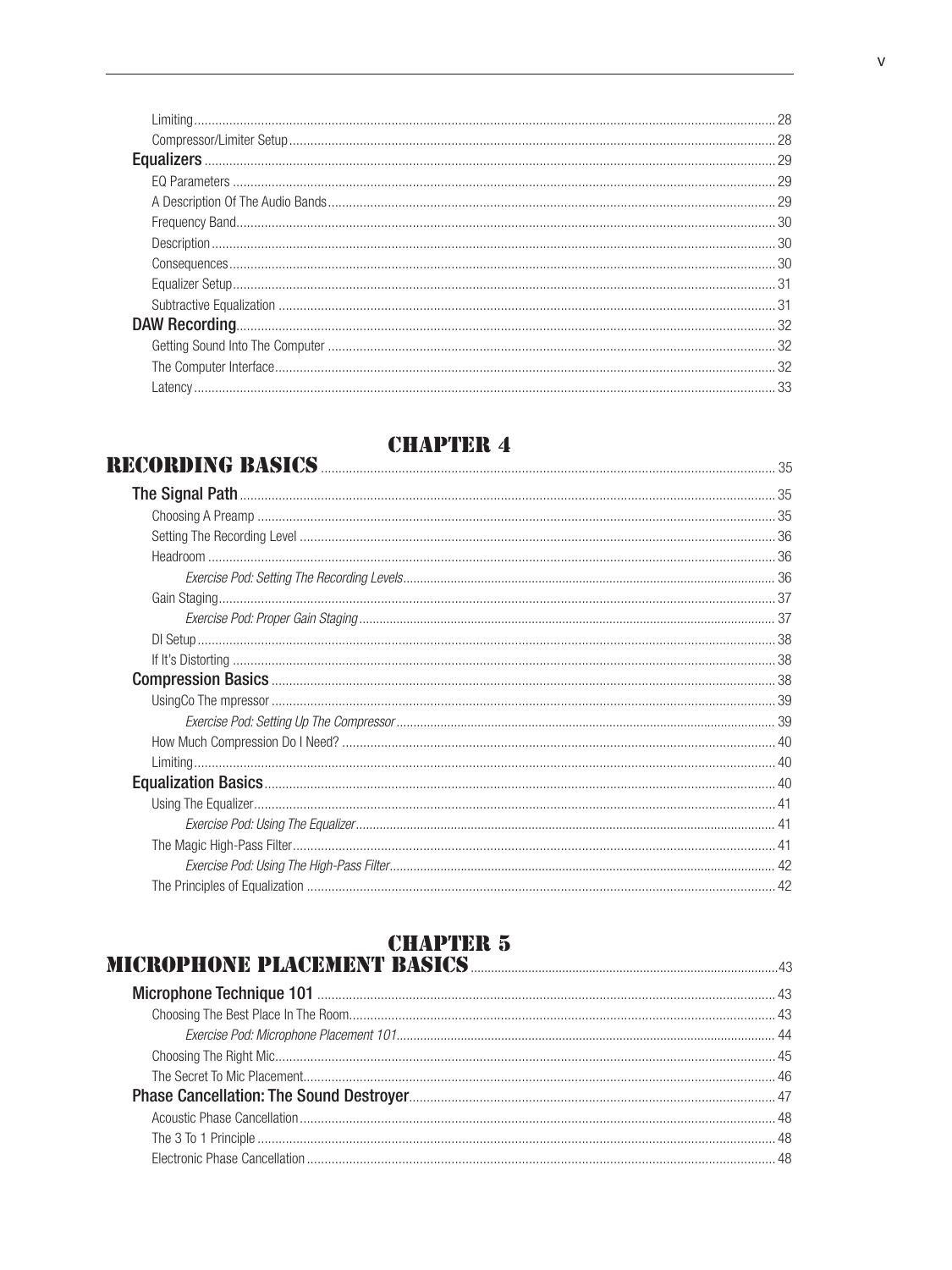Limiting ........ 28
Compressor/Limiter Setup ........ 28

**Equalizers** ........ 29
EQ Parameters ........ 29
A Description Of The Audio Bands ........ 29
Frequency Band ........ 30
Description ........ 30
Consequences ........ 30
Equalizer Setup ........ 31
Subtractive Equalization ........ 31

**DAW Recording** ........ 32
Getting Sound Into The Computer ........ 32
The Computer Interface ........ 32
Latency ........ 33

# CHAPTER 4
# RECORDING BASICS ........ 35

**The Signal Path** ........ 35
Choosing A Preamp ........ 35
Setting The Recording Level ........ 36
Headroom ........ 36
*Exercise Pod: Setting The Recording Levels* ........ 36
Gain Staging ........ 37
*Exercise Pod: Proper Gain Staging* ........ 37
DI Setup ........ 38
If It's Distorting ........ 38

**Compression Basics** ........ 38
UsingCo The mpressor ........ 39
*Exercise Pod: Setting Up The Compressor* ........ 39
How Much Compression Do I Need? ........ 40
Limiting ........ 40

**Equalization Basics** ........ 40
Using The Equalizer ........ 41
*Exercise Pod: Using The Equalizer* ........ 41
The Magic High-Pass Filter ........ 41
*Exercise Pod: Using The High-Pass Filter* ........ 42
The Principles of Equalization ........ 42

# CHAPTER 5
# MICROPHONE PLACEMENT BASICS ........ 43

**Microphone Technique 101** ........ 43
Choosing The Best Place In The Room ........ 43
*Exercise Pod: Microphone Placement 101* ........ 44
Choosing The Right Mic ........ 45
The Secret To Mic Placement ........ 46

**Phase Cancellation: The Sound Destroyer** ........ 47
Acoustic Phase Cancellation ........ 48
The 3 To 1 Principle ........ 48
Electronic Phase Cancellation ........ 48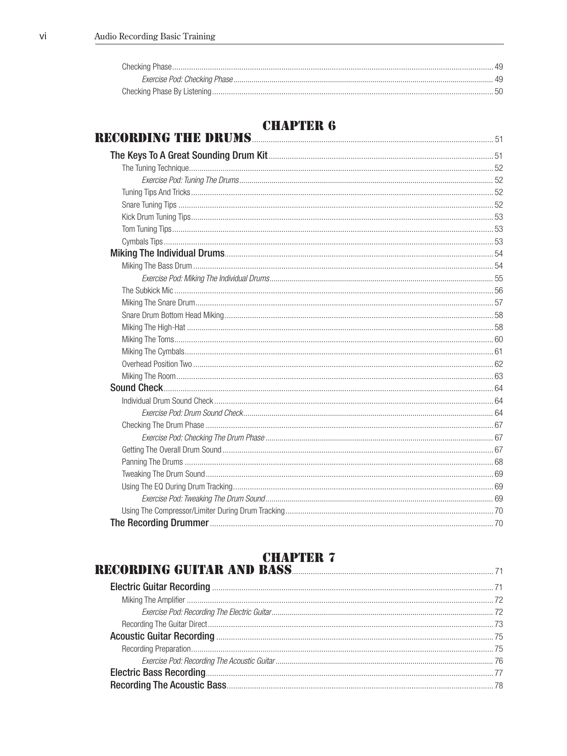- Checking Phase ... 49
  - *Exercise Pod: Checking Phase* ... 49
- Checking Phase By Listening ... 50

## Chapter 6
## Recording the Drums ... 51

**The Keys To A Great Sounding Drum Kit** ... 51

- The Tuning Technique ... 52
  - *Exercise Pod: Tuning The Drums* ... 52
- Tuning Tips And Tricks ... 52
- Snare Tuning Tips ... 52
- Kick Drum Tuning Tips ... 53
- Tom Tuning Tips ... 53
- Cymbals Tips ... 53

**Miking The Individual Drums** ... 54

- Miking The Bass Drum ... 54
  - *Exercise Pod: Miking The Individual Drums* ... 55
- The Subkick Mic ... 56
- Miking The Snare Drum ... 57
- Snare Drum Bottom Head Miking ... 58
- Miking The High-Hat ... 58
- Miking The Toms ... 60
- Miking The Cymbals ... 61
- Overhead Position Two ... 62
- Miking The Room ... 63

**Sound Check** ... 64

- Individual Drum Sound Check ... 64
  - *Exercise Pod: Drum Sound Check* ... 64
- Checking The Drum Phase ... 67
  - *Exercise Pod: Checking The Drum Phase* ... 67
- Getting The Overall Drum Sound ... 67
- Panning The Drums ... 68
- Tweaking The Drum Sound ... 69
- Using The EQ During Drum Tracking ... 69
  - *Exercise Pod: Tweaking The Drum Sound* ... 69
- Using The Compressor/Limiter During Drum Tracking ... 70

**The Recording Drummer** ... 70

## Chapter 7
## Recording Guitar and Bass ... 71

**Electric Guitar Recording** ... 71

- Miking The Amplifier ... 72
  - *Exercise Pod: Recording The Electric Guitar* ... 72
- Recording The Guitar Direct ... 73

**Acoustic Guitar Recording** ... 75

- Recording Preparation ... 75
  - *Exercise Pod: Recording The Acoustic Guitar* ... 76

**Electric Bass Recording** ... 77

**Recording The Acoustic Bass** ... 78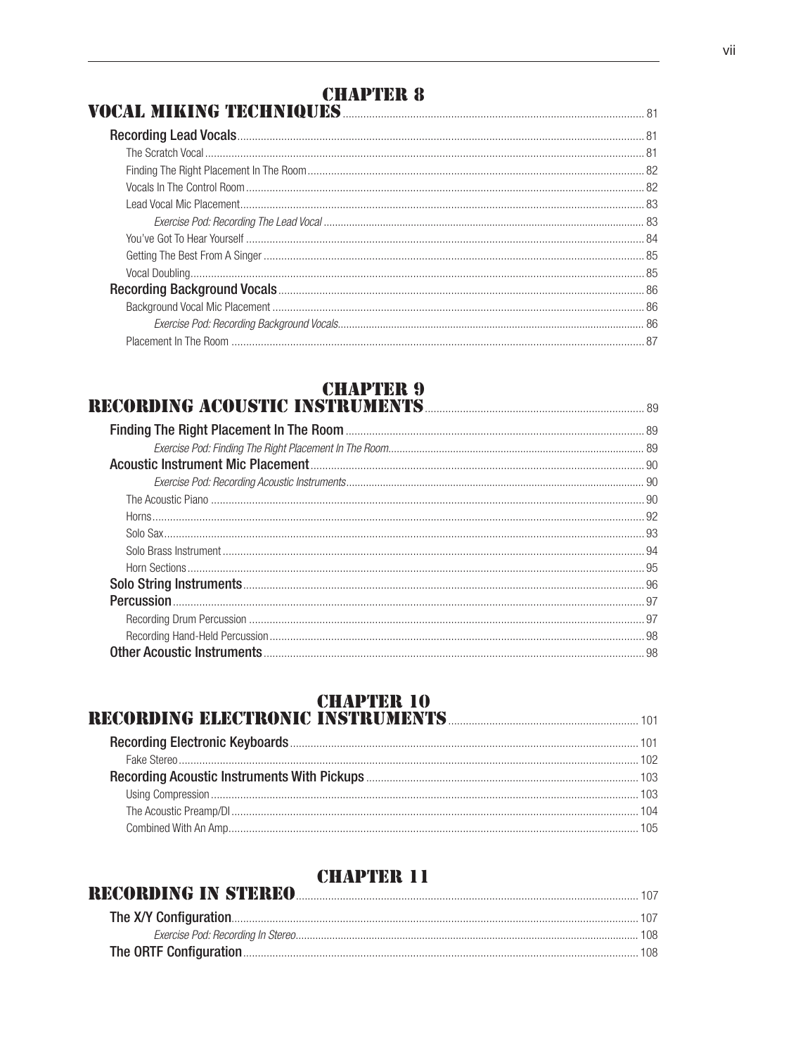## CHAPTER 8
## VOCAL MIKING TECHNIQUES ..... 81

**Recording Lead Vocals** ..... 81
- The Scratch Vocal ..... 81
- Finding The Right Placement In The Room ..... 82
- Vocals In The Control Room ..... 82
- Lead Vocal Mic Placement ..... 83
  - *Exercise Pod: Recording The Lead Vocal* ..... 83
- You've Got To Hear Yourself ..... 84
- Getting The Best From A Singer ..... 85
- Vocal Doubling ..... 85

**Recording Background Vocals** ..... 86
- Background Vocal Mic Placement ..... 86
  - *Exercise Pod: Recording Background Vocals* ..... 86
- Placement In The Room ..... 87

## CHAPTER 9
## RECORDING ACOUSTIC INSTRUMENTS ..... 89

**Finding The Right Placement In The Room** ..... 89
  - *Exercise Pod: Finding The Right Placement In The Room* ..... 89

**Acoustic Instrument Mic Placement** ..... 90
  - *Exercise Pod: Recording Acoustic Instruments* ..... 90
- The Acoustic Piano ..... 90
- Horns ..... 92
- Solo Sax ..... 93
- Solo Brass Instrument ..... 94
- Horn Sections ..... 95

**Solo String Instruments** ..... 96

**Percussion** ..... 97
- Recording Drum Percussion ..... 97
- Recording Hand-Held Percussion ..... 98

**Other Acoustic Instruments** ..... 98

## CHAPTER 10
## RECORDING ELECTRONIC INSTRUMENTS ..... 101

**Recording Electronic Keyboards** ..... 101
- Fake Stereo ..... 102

**Recording Acoustic Instruments With Pickups** ..... 103
- Using Compression ..... 103
- The Acoustic Preamp/DI ..... 104
- Combined With An Amp ..... 105

## CHAPTER 11
## RECORDING IN STEREO ..... 107

**The X/Y Configuration** ..... 107
  - *Exercise Pod: Recording In Stereo* ..... 108

**The ORTF Configuration** ..... 108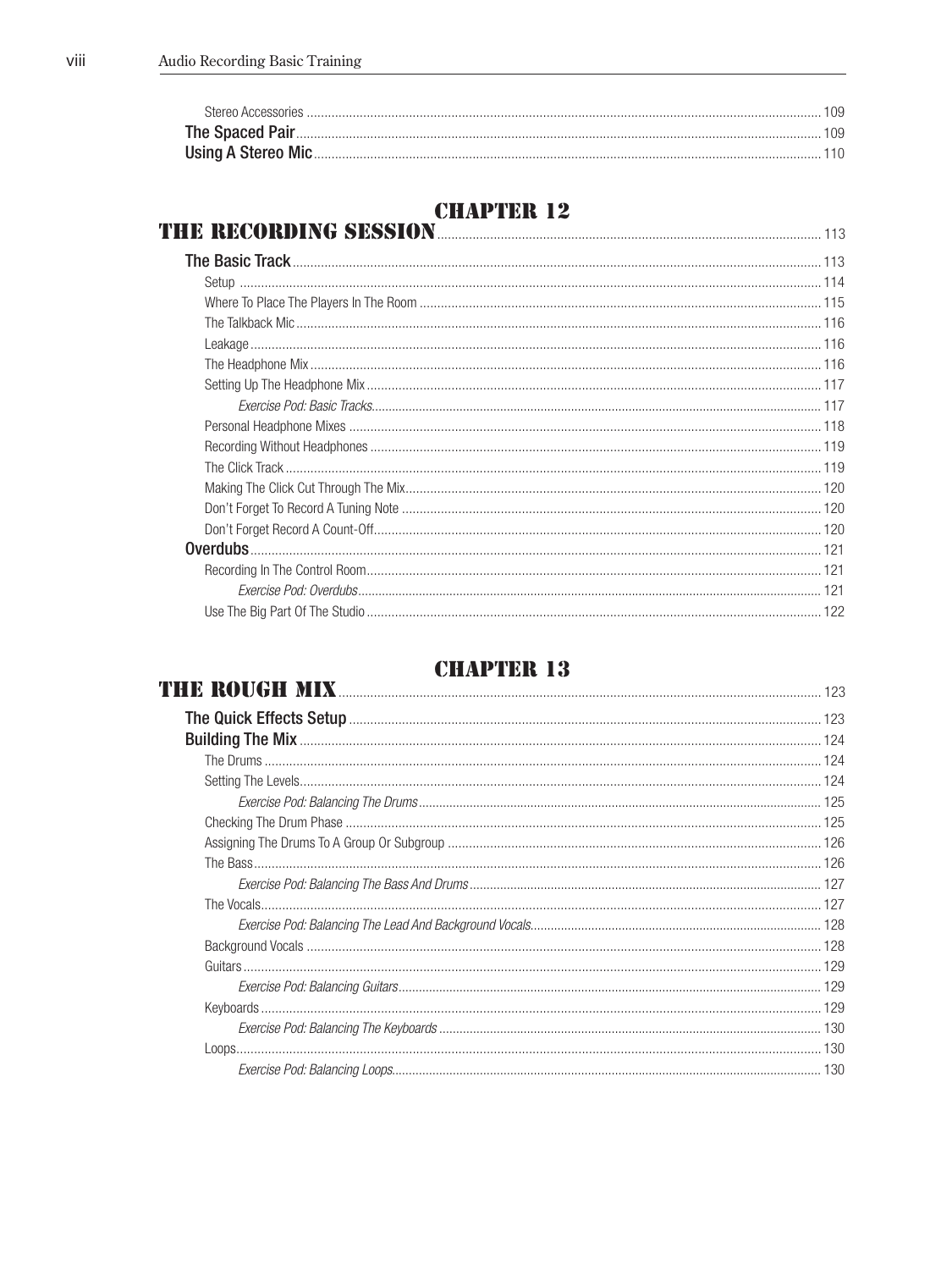Stereo Accessories ..... 109

**The Spaced Pair** ..... 109

**Using A Stereo Mic** ..... 110

# CHAPTER 12
# THE RECORDING SESSION ..... 113

**The Basic Track** ..... 113

Setup ..... 114

Where To Place The Players In The Room ..... 115

The Talkback Mic ..... 116

Leakage ..... 116

The Headphone Mix ..... 116

Setting Up The Headphone Mix ..... 117

*Exercise Pod: Basic Tracks* ..... 117

Personal Headphone Mixes ..... 118

Recording Without Headphones ..... 119

The Click Track ..... 119

Making The Click Cut Through The Mix ..... 120

Don't Forget To Record A Tuning Note ..... 120

Don't Forget Record A Count-Off ..... 120

**Overdubs** ..... 121

Recording In The Control Room ..... 121

*Exercise Pod: Overdubs* ..... 121

Use The Big Part Of The Studio ..... 122

# CHAPTER 13
# THE ROUGH MIX ..... 123

**The Quick Effects Setup** ..... 123

**Building The Mix** ..... 124

The Drums ..... 124

Setting The Levels ..... 124

*Exercise Pod: Balancing The Drums* ..... 125

Checking The Drum Phase ..... 125

Assigning The Drums To A Group Or Subgroup ..... 126

The Bass ..... 126

*Exercise Pod: Balancing The Bass And Drums* ..... 127

The Vocals ..... 127

*Exercise Pod: Balancing The Lead And Background Vocals* ..... 128

Background Vocals ..... 128

Guitars ..... 129

*Exercise Pod: Balancing Guitars* ..... 129

Keyboards ..... 129

*Exercise Pod: Balancing The Keyboards* ..... 130

Loops ..... 130

*Exercise Pod: Balancing Loops* ..... 130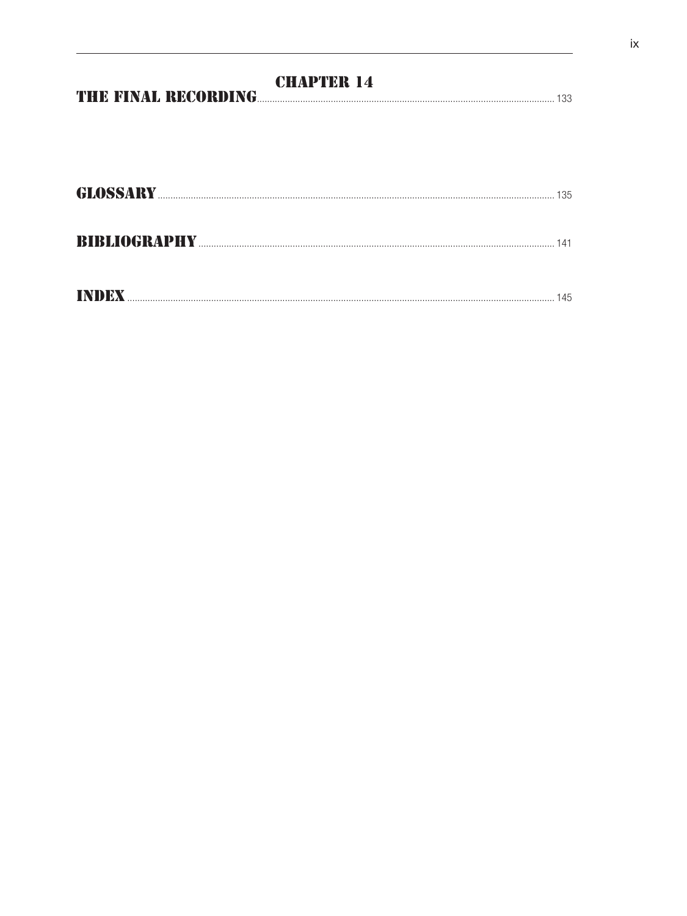**CHAPTER 14**

**THE FINAL RECORDING** ........ 133

**GLOSSARY** ........ 135

**BIBLIOGRAPHY** ........ 141

**INDEX** ........ 145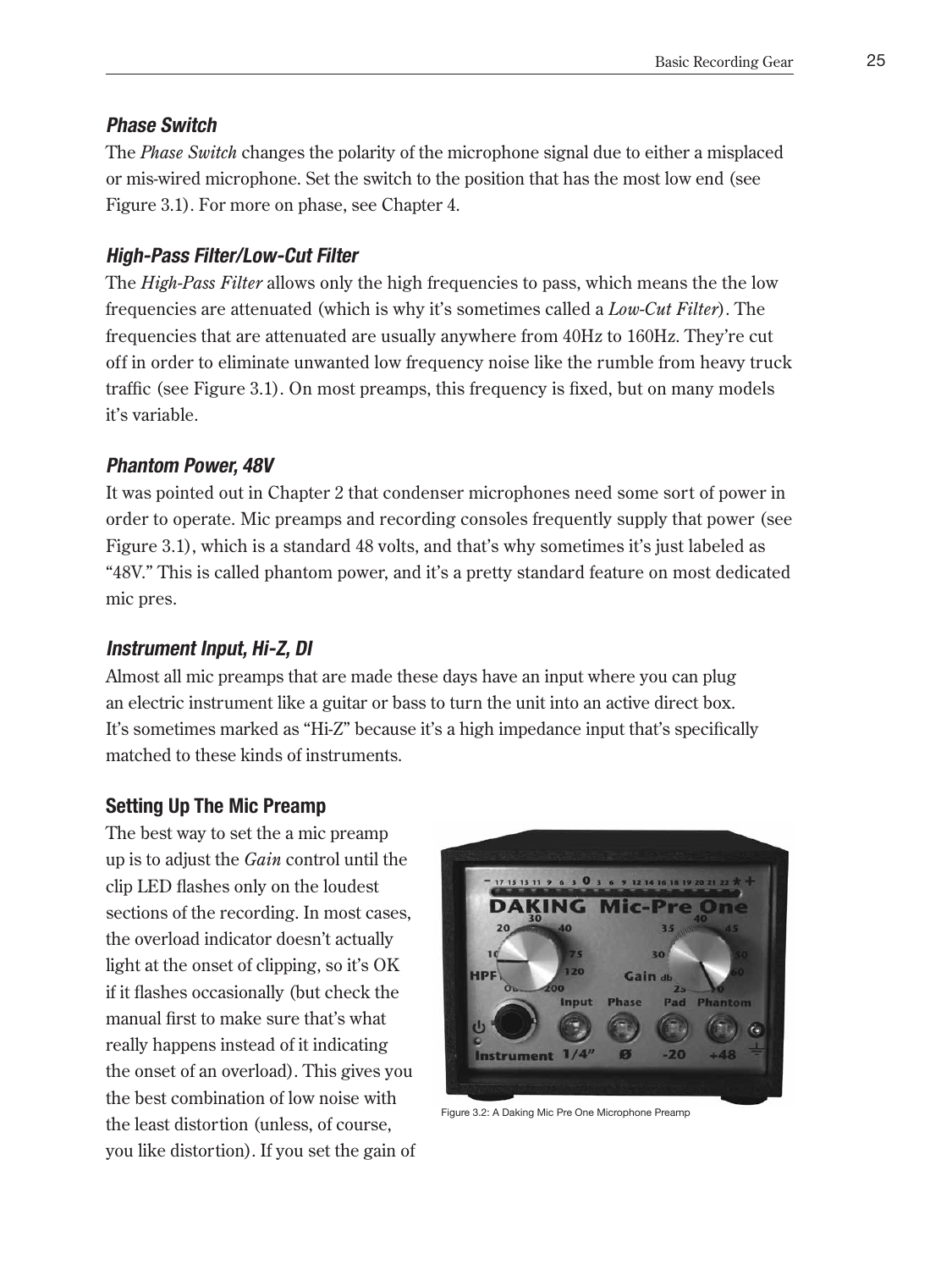### Phase Switch

The *Phase Switch* changes the polarity of the microphone signal due to either a misplaced or mis-wired microphone. Set the switch to the position that has the most low end (see Figure 3.1). For more on phase, see Chapter 4.

### High-Pass Filter/Low-Cut Filter

The *High-Pass Filter* allows only the high frequencies to pass, which means the the low frequencies are attenuated (which is why it's sometimes called a *Low-Cut Filter*). The frequencies that are attenuated are usually anywhere from 40Hz to 160Hz. They're cut off in order to eliminate unwanted low frequency noise like the rumble from heavy truck traffic (see Figure 3.1). On most preamps, this frequency is fixed, but on many models it's variable.

### Phantom Power, 48V

It was pointed out in Chapter 2 that condenser microphones need some sort of power in order to operate. Mic preamps and recording consoles frequently supply that power (see Figure 3.1), which is a standard 48 volts, and that's why sometimes it's just labeled as "48V." This is called phantom power, and it's a pretty standard feature on most dedicated mic pres.

### Instrument Input, Hi-Z, DI

Almost all mic preamps that are made these days have an input where you can plug an electric instrument like a guitar or bass to turn the unit into an active direct box. It's sometimes marked as "Hi-Z" because it's a high impedance input that's specifically matched to these kinds of instruments.

## Setting Up The Mic Preamp

The best way to set the a mic preamp up is to adjust the *Gain* control until the clip LED flashes only on the loudest sections of the recording. In most cases, the overload indicator doesn't actually light at the onset of clipping, so it's OK if it flashes occasionally (but check the manual first to make sure that's what really happens instead of it indicating the onset of an overload). This gives you the best combination of low noise with the least distortion (unless, of course, you like distortion). If you set the gain of

Figure 3.2: A Daking Mic Pre One Microphone Preamp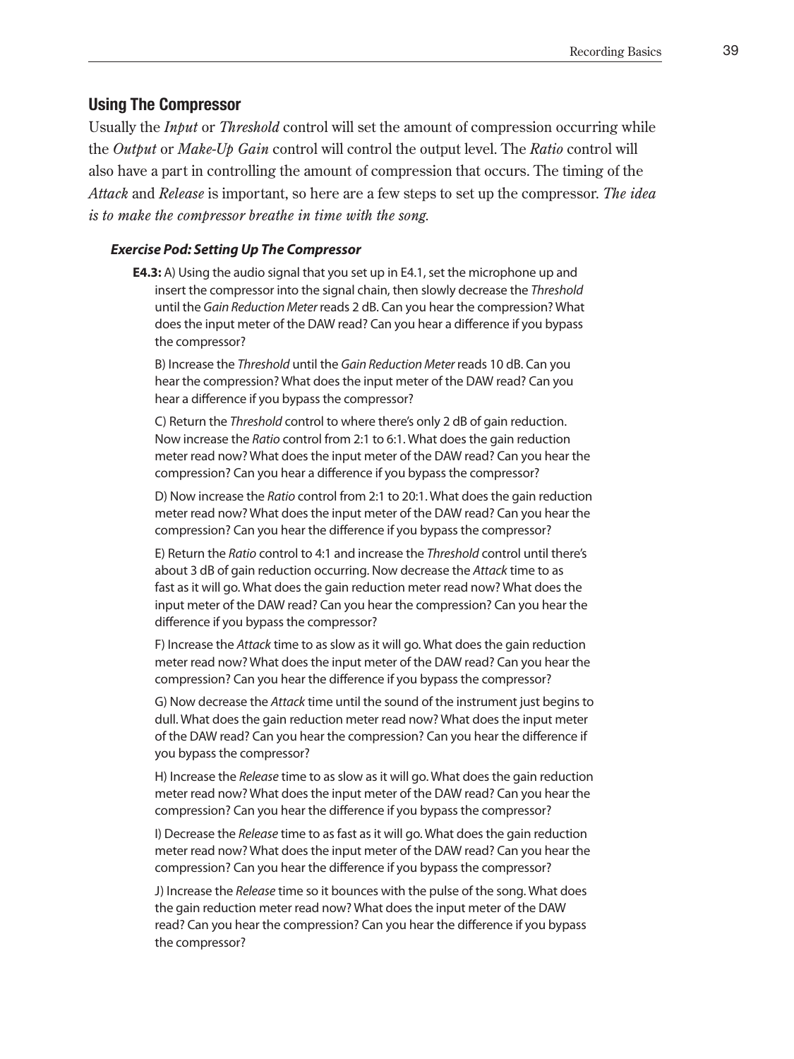## Using The Compressor

Usually the *Input* or *Threshold* control will set the amount of compression occurring while the *Output* or *Make-Up Gain* control will control the output level. The *Ratio* control will also have a part in controlling the amount of compression that occurs. The timing of the *Attack* and *Release* is important, so here are a few steps to set up the compressor. *The idea is to make the compressor breathe in time with the song.*

### *Exercise Pod: Setting Up The Compressor*

**E4.3:** A) Using the audio signal that you set up in E4.1, set the microphone up and insert the compressor into the signal chain, then slowly decrease the *Threshold* until the *Gain Reduction Meter* reads 2 dB. Can you hear the compression? What does the input meter of the DAW read? Can you hear a difference if you bypass the compressor?

B) Increase the *Threshold* until the *Gain Reduction Meter* reads 10 dB. Can you hear the compression? What does the input meter of the DAW read? Can you hear a difference if you bypass the compressor?

C) Return the *Threshold* control to where there's only 2 dB of gain reduction. Now increase the *Ratio* control from 2:1 to 6:1. What does the gain reduction meter read now? What does the input meter of the DAW read? Can you hear the compression? Can you hear a difference if you bypass the compressor?

D) Now increase the *Ratio* control from 2:1 to 20:1. What does the gain reduction meter read now? What does the input meter of the DAW read? Can you hear the compression? Can you hear the difference if you bypass the compressor?

E) Return the *Ratio* control to 4:1 and increase the *Threshold* control until there's about 3 dB of gain reduction occurring. Now decrease the *Attack* time to as fast as it will go. What does the gain reduction meter read now? What does the input meter of the DAW read? Can you hear the compression? Can you hear the difference if you bypass the compressor?

F) Increase the *Attack* time to as slow as it will go. What does the gain reduction meter read now? What does the input meter of the DAW read? Can you hear the compression? Can you hear the difference if you bypass the compressor?

G) Now decrease the *Attack* time until the sound of the instrument just begins to dull. What does the gain reduction meter read now? What does the input meter of the DAW read? Can you hear the compression? Can you hear the difference if you bypass the compressor?

H) Increase the *Release* time to as slow as it will go. What does the gain reduction meter read now? What does the input meter of the DAW read? Can you hear the compression? Can you hear the difference if you bypass the compressor?

I) Decrease the *Release* time to as fast as it will go. What does the gain reduction meter read now? What does the input meter of the DAW read? Can you hear the compression? Can you hear the difference if you bypass the compressor?

J) Increase the *Release* time so it bounces with the pulse of the song. What does the gain reduction meter read now? What does the input meter of the DAW read? Can you hear the compression? Can you hear the difference if you bypass the compressor?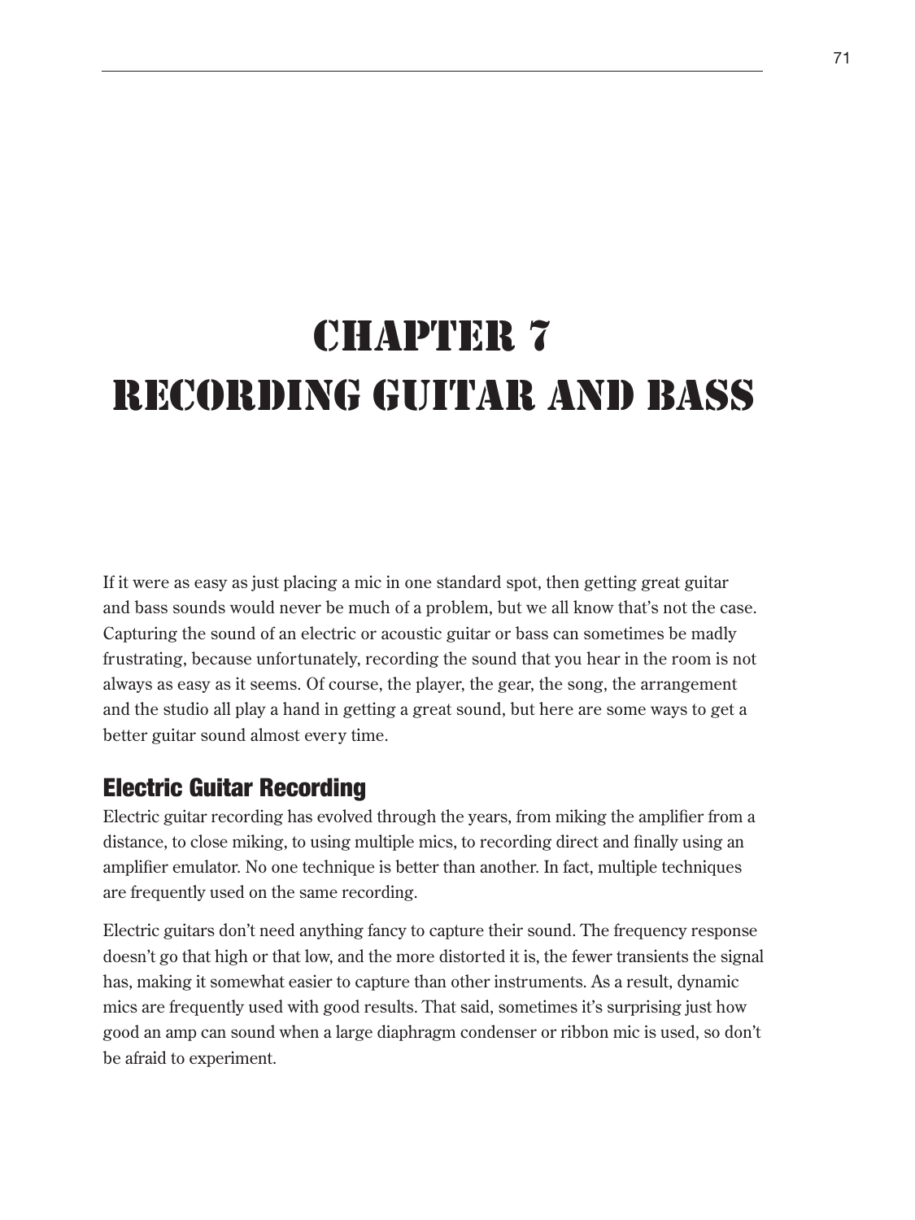# Chapter 7
# Recording Guitar and Bass

If it were as easy as just placing a mic in one standard spot, then getting great guitar and bass sounds would never be much of a problem, but we all know that's not the case. Capturing the sound of an electric or acoustic guitar or bass can sometimes be madly frustrating, because unfortunately, recording the sound that you hear in the room is not always as easy as it seems. Of course, the player, the gear, the song, the arrangement and the studio all play a hand in getting a great sound, but here are some ways to get a better guitar sound almost every time.

## Electric Guitar Recording

Electric guitar recording has evolved through the years, from miking the amplifier from a distance, to close miking, to using multiple mics, to recording direct and finally using an amplifier emulator. No one technique is better than another. In fact, multiple techniques are frequently used on the same recording.

Electric guitars don't need anything fancy to capture their sound. The frequency response doesn't go that high or that low, and the more distorted it is, the fewer transients the signal has, making it somewhat easier to capture than other instruments. As a result, dynamic mics are frequently used with good results. That said, sometimes it's surprising just how good an amp can sound when a large diaphragm condenser or ribbon mic is used, so don't be afraid to experiment.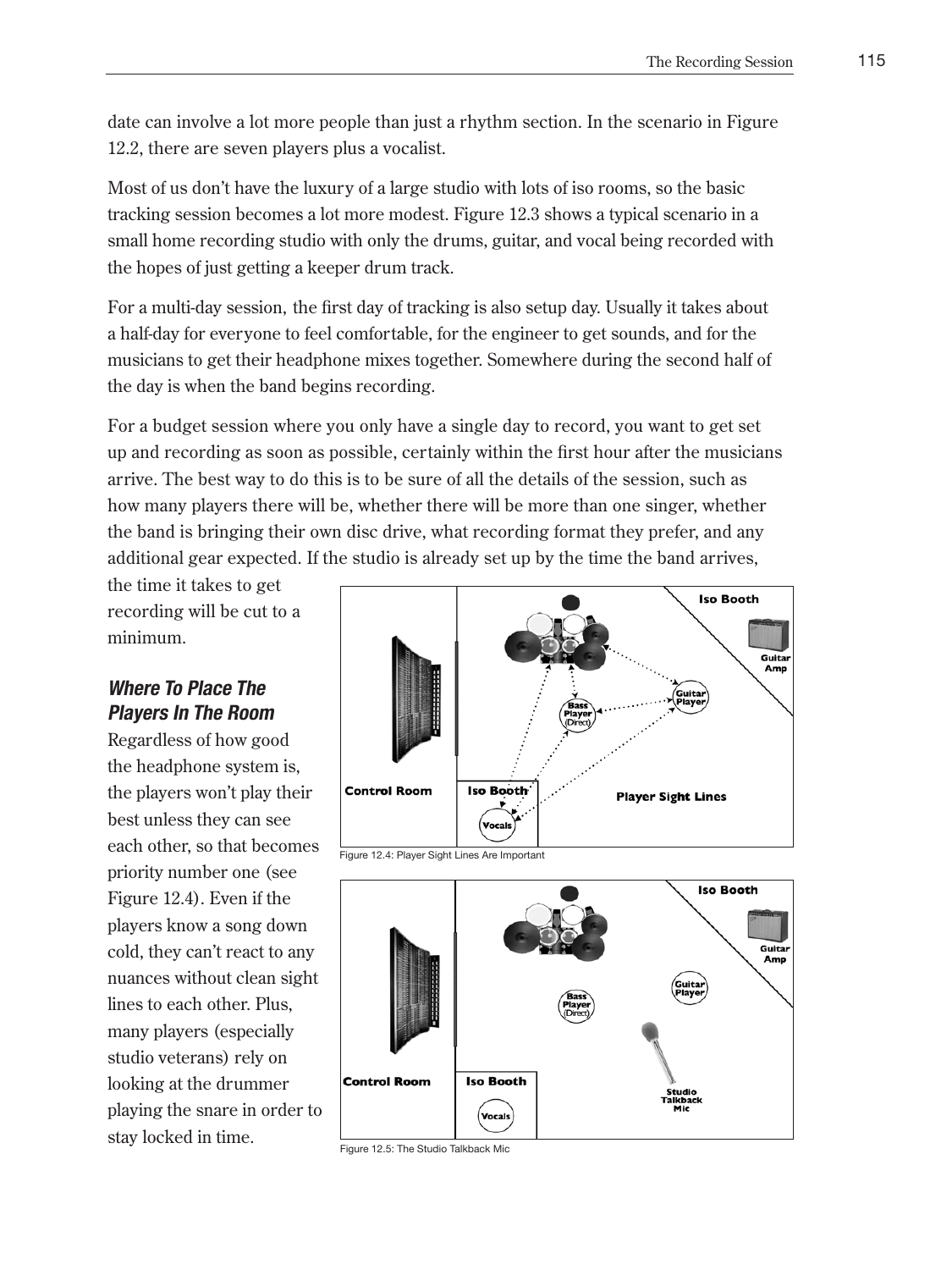date can involve a lot more people than just a rhythm section. In the scenario in Figure 12.2, there are seven players plus a vocalist.

Most of us don't have the luxury of a large studio with lots of iso rooms, so the basic tracking session becomes a lot more modest. Figure 12.3 shows a typical scenario in a small home recording studio with only the drums, guitar, and vocal being recorded with the hopes of just getting a keeper drum track.

For a multi-day session, the first day of tracking is also setup day. Usually it takes about a half-day for everyone to feel comfortable, for the engineer to get sounds, and for the musicians to get their headphone mixes together. Somewhere during the second half of the day is when the band begins recording.

For a budget session where you only have a single day to record, you want to get set up and recording as soon as possible, certainly within the first hour after the musicians arrive. The best way to do this is to be sure of all the details of the session, such as how many players there will be, whether there will be more than one singer, whether the band is bringing their own disc drive, what recording format they prefer, and any additional gear expected. If the studio is already set up by the time the band arrives, the time it takes to get recording will be cut to a minimum.

### *Where To Place The Players In The Room*

Regardless of how good the headphone system is, the players won't play their best unless they can see each other, so that becomes priority number one (see Figure 12.4). Even if the players know a song down cold, they can't react to any nuances without clean sight lines to each other. Plus, many players (especially studio veterans) rely on looking at the drummer playing the snare in order to stay locked in time.

Iso Booth
Guitar Amp
Guitar Player
Bass Player (Direct)
Control Room
Iso Booth
Vocals
Player Sight Lines

Figure 12.4: Player Sight Lines Are Important

Iso Booth
Guitar Amp
Guitar Player
Bass Player (Direct)
Control Room
Iso Booth
Vocals
Studio Talkback Mic

Figure 12.5: The Studio Talkback Mic